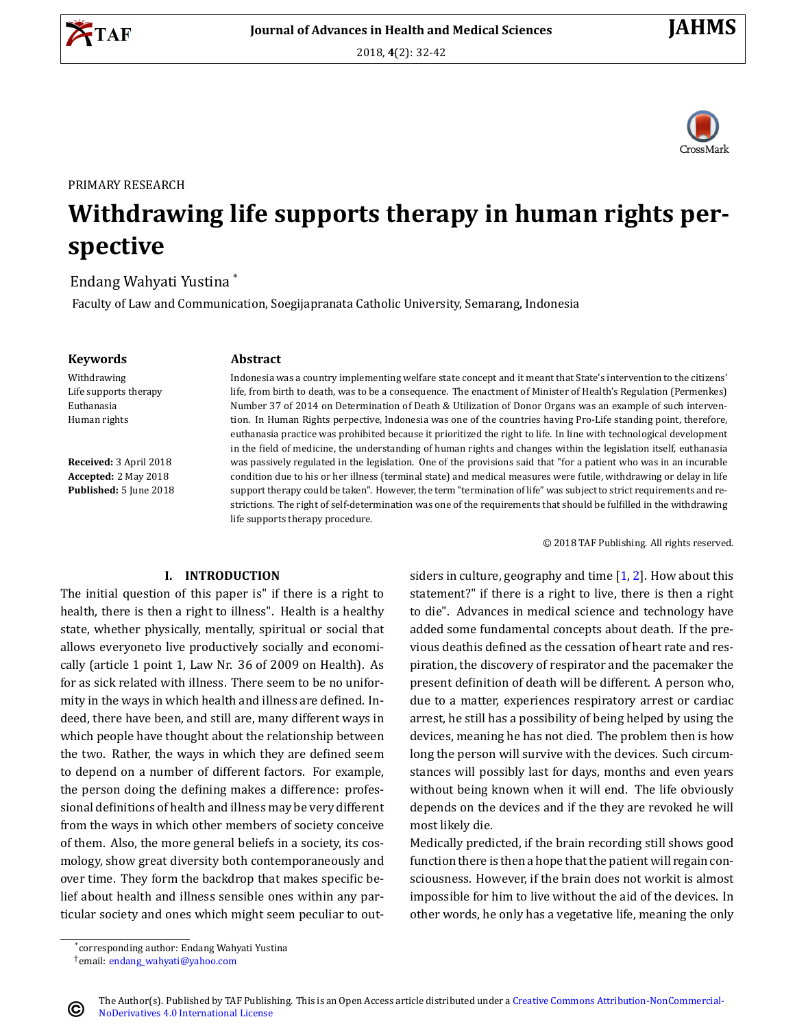PRIMARY RESEARCH

# Withdrawing life supports therapy in human rights perspective

Endang Wahyati Yustina *

Faculty of Law and Communication, Soegijapranata Catholic University, Semarang, Indonesia

**Keywords**

Withdrawing
Life supports therapy
Euthanasia
Human rights

**Received:** 3 April 2018
**Accepted:** 2 May 2018
**Published:** 5 June 2018

**Abstract**

Indonesia was a country implementing welfare state concept and it meant that State's intervention to the citizens' life, from birth to death, was to be a consequence. The enactment of Minister of Health's Regulation (Permenkes) Number 37 of 2014 on Determination of Death & Utilization of Donor Organs was an example of such intervention. In Human Rights perpective, Indonesia was one of the countries having Pro-Life standing point, therefore, euthanasia practice was prohibited because it prioritized the right to life. In line with technological development in the field of medicine, the understanding of human rights and changes within the legislation itself, euthanasia was passively regulated in the legislation. One of the provisions said that "for a patient who was in an incurable condition due to his or her illness (terminal state) and medical measures were futile, withdrawing or delay in life support therapy could be taken". However, the term "termination of life" was subject to strict requirements and restrictions. The right of self-determination was one of the requirements that should be fulfilled in the withdrawing life supports therapy procedure.

© 2018 TAF Publishing. All rights reserved.

## I. INTRODUCTION

The initial question of this paper is" if there is a right to health, there is then a right to illness". Health is a healthy state, whether physically, mentally, spiritual or social that allows everyoneto live productively socially and economically (article 1 point 1, Law Nr. 36 of 2009 on Health). As for as sick related with illness. There seem to be no uniformity in the ways in which health and illness are defined. Indeed, there have been, and still are, many different ways in which people have thought about the relationship between the two. Rather, the ways in which they are defined seem to depend on a number of different factors. For example, the person doing the defining makes a difference: professional definitions of health and illness may be very different from the ways in which other members of society conceive of them. Also, the more general beliefs in a society, its cosmology, show great diversity both contemporaneously and over time. They form the backdrop that makes specific belief about health and illness sensible ones within any particular society and ones which might seem peculiar to outsiders in culture, geography and time [1, 2]. How about this statement?" if there is a right to live, there is then a right to die". Advances in medical science and technology have added some fundamental concepts about death. If the previous deathis defined as the cessation of heart rate and respiration, the discovery of respirator and the pacemaker the present definition of death will be different. A person who, due to a matter, experiences respiratory arrest or cardiac arrest, he still has a possibility of being helped by using the devices, meaning he has not died. The problem then is how long the person will survive with the devices. Such circumstances will possibly last for days, months and even years without being known when it will end. The life obviously depends on the devices and if the they are revoked he will most likely die.

Medically predicted, if the brain recording still shows good function there is then a hope that the patient will regain consciousness. However, if the brain does not workit is almost impossible for him to live without the aid of the devices. In other words, he only has a vegetative life, meaning the only

*corresponding author: Endang Wahyati Yustina

†email: endang_wahyati@yahoo.com

The Author(s). Published by TAF Publishing. This is an Open Access article distributed under a Creative Commons Attribution-NonCommercial-NoDerivatives 4.0 International License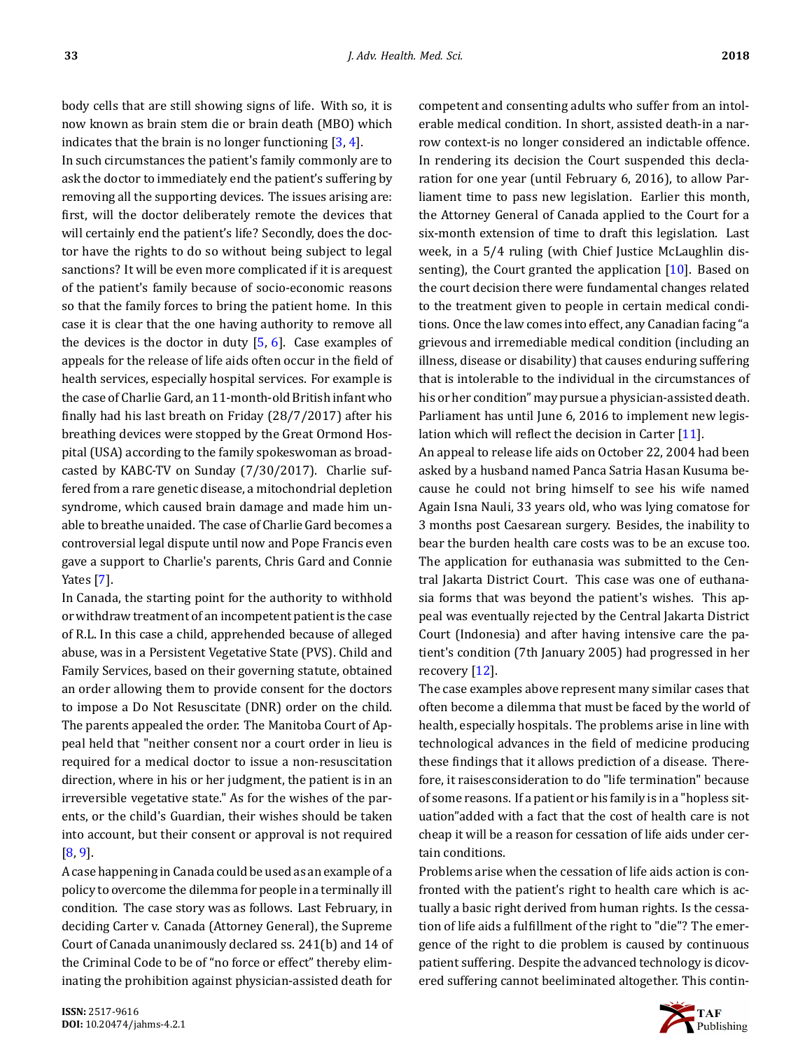body cells that are still showing signs of life. With so, it is now known as brain stem die or brain death (MBO) which indicates that the brain is no longer functioning [3, 4].

In such circumstances the patient's family commonly are to ask the doctor to immediately end the patient's suffering by removing all the supporting devices. The issues arising are: first, will the doctor deliberately remote the devices that will certainly end the patient's life? Secondly, does the doctor have the rights to do so without being subject to legal sanctions? It will be even more complicated if it is arequest of the patient's family because of socio-economic reasons so that the family forces to bring the patient home. In this case it is clear that the one having authority to remove all the devices is the doctor in duty [5, 6]. Case examples of appeals for the release of life aids often occur in the field of health services, especially hospital services. For example is the case of Charlie Gard, an 11-month-old British infant who finally had his last breath on Friday (28/7/2017) after his breathing devices were stopped by the Great Ormond Hospital (USA) according to the family spokeswoman as broadcasted by KABC-TV on Sunday (7/30/2017). Charlie suffered from a rare genetic disease, a mitochondrial depletion syndrome, which caused brain damage and made him unable to breathe unaided. The case of Charlie Gard becomes a controversial legal dispute until now and Pope Francis even gave a support to Charlie's parents, Chris Gard and Connie Yates [7].

In Canada, the starting point for the authority to withhold or withdraw treatment of an incompetent patient is the case of R.L. In this case a child, apprehended because of alleged abuse, was in a Persistent Vegetative State (PVS). Child and Family Services, based on their governing statute, obtained an order allowing them to provide consent for the doctors to impose a Do Not Resuscitate (DNR) order on the child. The parents appealed the order. The Manitoba Court of Appeal held that "neither consent nor a court order in lieu is required for a medical doctor to issue a non-resuscitation direction, where in his or her judgment, the patient is in an irreversible vegetative state." As for the wishes of the parents, or the child's Guardian, their wishes should be taken into account, but their consent or approval is not required [8, 9].

A case happening in Canada could be used as an example of a policy to overcome the dilemma for people in a terminally ill condition. The case story was as follows. Last February, in deciding Carter v. Canada (Attorney General), the Supreme Court of Canada unanimously declared ss. 241(b) and 14 of the Criminal Code to be of "no force or effect" thereby eliminating the prohibition against physician-assisted death for competent and consenting adults who suffer from an intolerable medical condition. In short, assisted death-in a narrow context-is no longer considered an indictable offence. In rendering its decision the Court suspended this declaration for one year (until February 6, 2016), to allow Parliament time to pass new legislation. Earlier this month, the Attorney General of Canada applied to the Court for a six-month extension of time to draft this legislation. Last week, in a 5/4 ruling (with Chief Justice McLaughlin dissenting), the Court granted the application [10]. Based on the court decision there were fundamental changes related to the treatment given to people in certain medical conditions. Once the law comes into effect, any Canadian facing "a grievous and irremediable medical condition (including an illness, disease or disability) that causes enduring suffering that is intolerable to the individual in the circumstances of his or her condition" may pursue a physician-assisted death. Parliament has until June 6, 2016 to implement new legislation which will reflect the decision in Carter [11].

An appeal to release life aids on October 22, 2004 had been asked by a husband named Panca Satria Hasan Kusuma because he could not bring himself to see his wife named Again Isna Nauli, 33 years old, who was lying comatose for 3 months post Caesarean surgery. Besides, the inability to bear the burden health care costs was to be an excuse too. The application for euthanasia was submitted to the Central Jakarta District Court. This case was one of euthanasia forms that was beyond the patient's wishes. This appeal was eventually rejected by the Central Jakarta District Court (Indonesia) and after having intensive care the patient's condition (7th January 2005) had progressed in her recovery [12].

The case examples above represent many similar cases that often become a dilemma that must be faced by the world of health, especially hospitals. The problems arise in line with technological advances in the field of medicine producing these findings that it allows prediction of a disease. Therefore, it raisesconsideration to do "life termination" because of some reasons. If a patient or his family is in a "hopless situation"added with a fact that the cost of health care is not cheap it will be a reason for cessation of life aids under certain conditions.

Problems arise when the cessation of life aids action is confronted with the patient's right to health care which is actually a basic right derived from human rights. Is the cessation of life aids a fulfillment of the right to "die"? The emergence of the right to die problem is caused by continuous patient suffering. Despite the advanced technology is dicovered suffering cannot beeliminated altogether. This contin-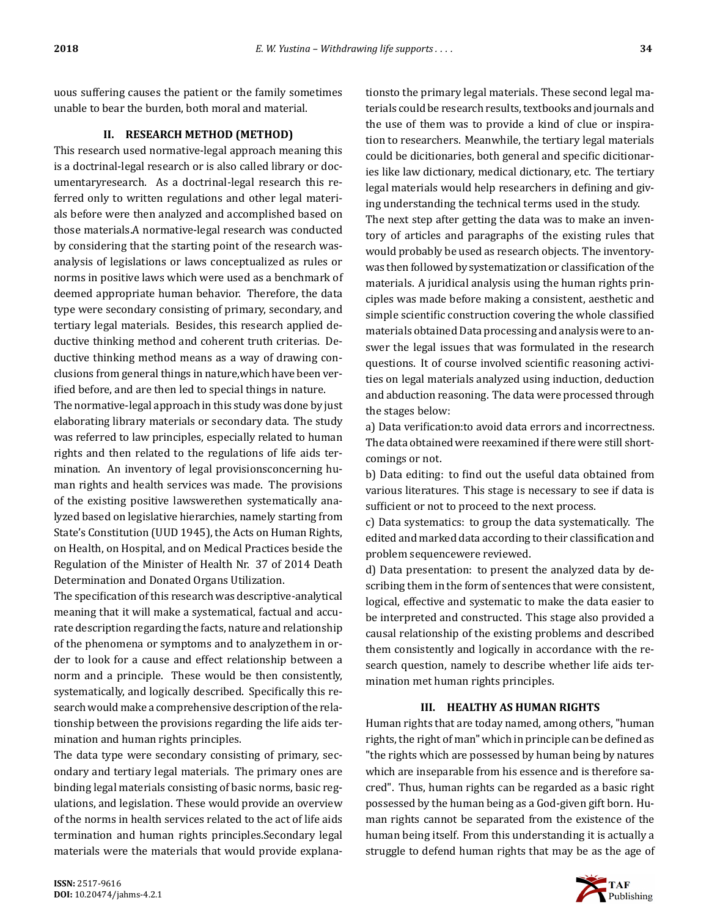uous suffering causes the patient or the family sometimes unable to bear the burden, both moral and material.

## II. RESEARCH METHOD (METHOD)

This research used normative-legal approach meaning this is a doctrinal-legal research or is also called library or documentaryresearch. As a doctrinal-legal research this referred only to written regulations and other legal materials before were then analyzed and accomplished based on those materials.A normative-legal research was conducted by considering that the starting point of the research wasanalysis of legislations or laws conceptualized as rules or norms in positive laws which were used as a benchmark of deemed appropriate human behavior. Therefore, the data type were secondary consisting of primary, secondary, and tertiary legal materials. Besides, this research applied deductive thinking method and coherent truth criterias. Deductive thinking method means as a way of drawing conclusions from general things in nature,which have been verified before, and are then led to special things in nature.

The normative-legal approach in this study was done by just elaborating library materials or secondary data. The study was referred to law principles, especially related to human rights and then related to the regulations of life aids termination. An inventory of legal provisionsconcerning human rights and health services was made. The provisions of the existing positive lawswerethen systematically analyzed based on legislative hierarchies, namely starting from State's Constitution (UUD 1945), the Acts on Human Rights, on Health, on Hospital, and on Medical Practices beside the Regulation of the Minister of Health Nr. 37 of 2014 Death Determination and Donated Organs Utilization.

The specification of this research was descriptive-analytical meaning that it will make a systematical, factual and accurate description regarding the facts, nature and relationship of the phenomena or symptoms and to analyzethem in order to look for a cause and effect relationship between a norm and a principle. These would be then consistently, systematically, and logically described. Specifically this research would make a comprehensive description of the relationship between the provisions regarding the life aids termination and human rights principles.

The data type were secondary consisting of primary, secondary and tertiary legal materials. The primary ones are binding legal materials consisting of basic norms, basic regulations, and legislation. These would provide an overview of the norms in health services related to the act of life aids termination and human rights principles.Secondary legal materials were the materials that would provide explanationsto the primary legal materials. These second legal materials could be research results, textbooks and journals and the use of them was to provide a kind of clue or inspiration to researchers. Meanwhile, the tertiary legal materials could be dicitionaries, both general and specific dicitionaries like law dictionary, medical dictionary, etc. The tertiary legal materials would help researchers in defining and giving understanding the technical terms used in the study.

The next step after getting the data was to make an inventory of articles and paragraphs of the existing rules that would probably be used as research objects. The inventorywas then followed by systematization or classification of the materials. A juridical analysis using the human rights principles was made before making a consistent, aesthetic and simple scientific construction covering the whole classified materials obtained Data processing and analysis were to answer the legal issues that was formulated in the research questions. It of course involved scientific reasoning activities on legal materials analyzed using induction, deduction and abduction reasoning. The data were processed through the stages below:

a) Data verification:to avoid data errors and incorrectness. The data obtained were reexamined if there were still shortcomings or not.

b) Data editing: to find out the useful data obtained from various literatures. This stage is necessary to see if data is sufficient or not to proceed to the next process.

c) Data systematics: to group the data systematically. The edited and marked data according to their classification and problem sequencewere reviewed.

d) Data presentation: to present the analyzed data by describing them in the form of sentences that were consistent, logical, effective and systematic to make the data easier to be interpreted and constructed. This stage also provided a causal relationship of the existing problems and described them consistently and logically in accordance with the research question, namely to describe whether life aids termination met human rights principles.

## III. HEALTHY AS HUMAN RIGHTS

Human rights that are today named, among others, "human rights, the right of man" which in principle can be defined as "the rights which are possessed by human being by natures which are inseparable from his essence and is therefore sacred". Thus, human rights can be regarded as a basic right possessed by the human being as a God-given gift born. Human rights cannot be separated from the existence of the human being itself. From this understanding it is actually a struggle to defend human rights that may be as the age of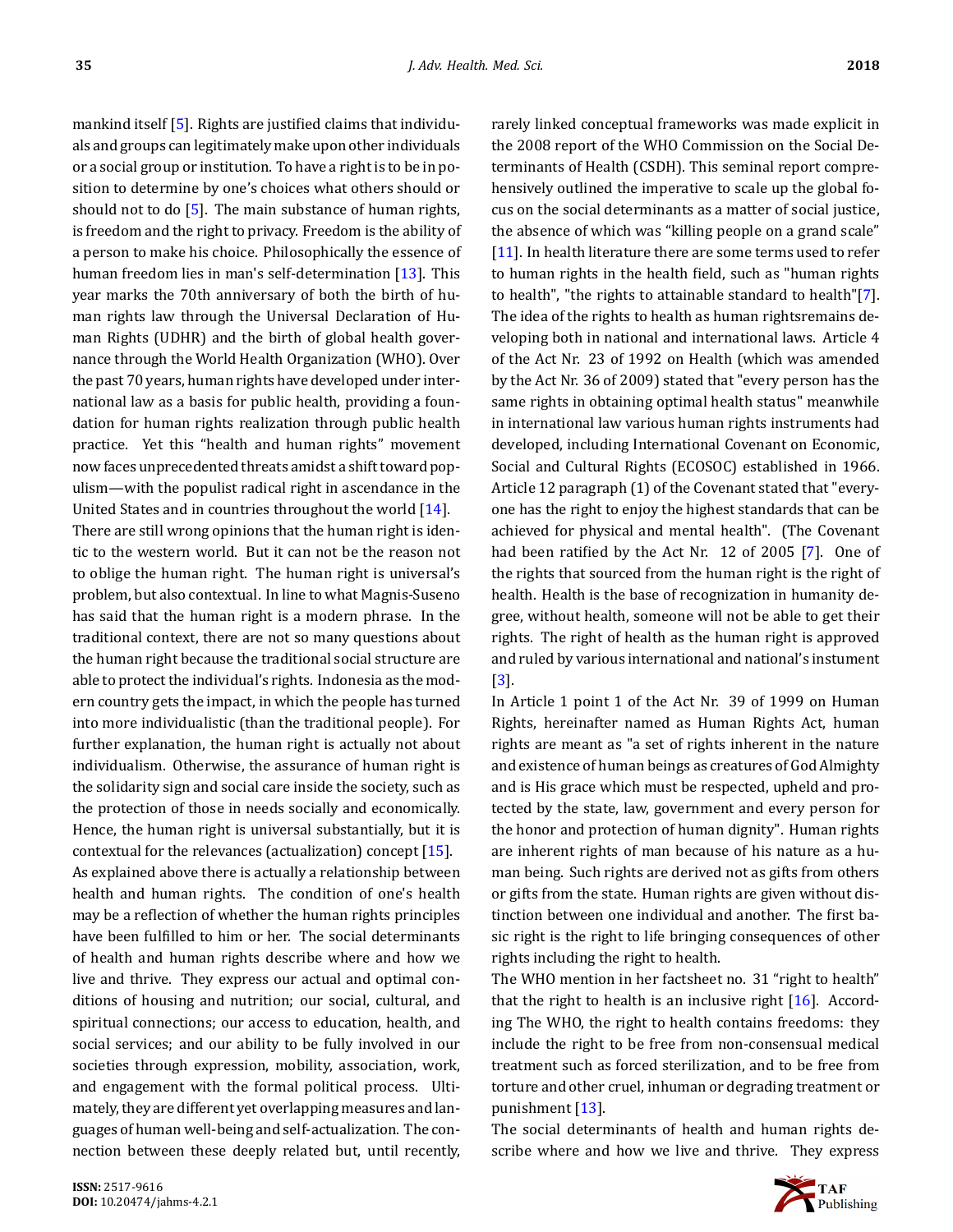mankind itself [5]. Rights are justified claims that individuals and groups can legitimately make upon other individuals or a social group or institution. To have a right is to be in position to determine by one's choices what others should or should not to do [5]. The main substance of human rights, is freedom and the right to privacy. Freedom is the ability of a person to make his choice. Philosophically the essence of human freedom lies in man's self-determination [13]. This year marks the 70th anniversary of both the birth of human rights law through the Universal Declaration of Human Rights (UDHR) and the birth of global health governance through the World Health Organization (WHO). Over the past 70 years, human rights have developed under international law as a basis for public health, providing a foundation for human rights realization through public health practice. Yet this "health and human rights" movement now faces unprecedented threats amidst a shift toward populism—with the populist radical right in ascendance in the United States and in countries throughout the world [14].

There are still wrong opinions that the human right is identic to the western world. But it can not be the reason not to oblige the human right. The human right is universal's problem, but also contextual. In line to what Magnis-Suseno has said that the human right is a modern phrase. In the traditional context, there are not so many questions about the human right because the traditional social structure are able to protect the individual's rights. Indonesia as the modern country gets the impact, in which the people has turned into more individualistic (than the traditional people). For further explanation, the human right is actually not about individualism. Otherwise, the assurance of human right is the solidarity sign and social care inside the society, such as the protection of those in needs socially and economically. Hence, the human right is universal substantially, but it is contextual for the relevances (actualization) concept [15].

As explained above there is actually a relationship between health and human rights. The condition of one's health may be a reflection of whether the human rights principles have been fulfilled to him or her. The social determinants of health and human rights describe where and how we live and thrive. They express our actual and optimal conditions of housing and nutrition; our social, cultural, and spiritual connections; our access to education, health, and social services; and our ability to be fully involved in our societies through expression, mobility, association, work, and engagement with the formal political process. Ultimately, they are different yet overlapping measures and languages of human well-being and self-actualization. The connection between these deeply related but, until recently, rarely linked conceptual frameworks was made explicit in the 2008 report of the WHO Commission on the Social Determinants of Health (CSDH). This seminal report comprehensively outlined the imperative to scale up the global focus on the social determinants as a matter of social justice, the absence of which was "killing people on a grand scale" [11]. In health literature there are some terms used to refer to human rights in the health field, such as "human rights to health", "the rights to attainable standard to health"[7]. The idea of the rights to health as human rightsremains developing both in national and international laws. Article 4 of the Act Nr. 23 of 1992 on Health (which was amended by the Act Nr. 36 of 2009) stated that "every person has the same rights in obtaining optimal health status" meanwhile in international law various human rights instruments had developed, including International Covenant on Economic, Social and Cultural Rights (ECOSOC) established in 1966. Article 12 paragraph (1) of the Covenant stated that "everyone has the right to enjoy the highest standards that can be achieved for physical and mental health". (The Covenant had been ratified by the Act Nr. 12 of 2005 [7]. One of the rights that sourced from the human right is the right of health. Health is the base of recognization in humanity degree, without health, someone will not be able to get their rights. The right of health as the human right is approved and ruled by various international and national's instument [3].

In Article 1 point 1 of the Act Nr. 39 of 1999 on Human Rights, hereinafter named as Human Rights Act, human rights are meant as "a set of rights inherent in the nature and existence of human beings as creatures of God Almighty and is His grace which must be respected, upheld and protected by the state, law, government and every person for the honor and protection of human dignity". Human rights are inherent rights of man because of his nature as a human being. Such rights are derived not as gifts from others or gifts from the state. Human rights are given without distinction between one individual and another. The first basic right is the right to life bringing consequences of other rights including the right to health.

The WHO mention in her factsheet no. 31 "right to health" that the right to health is an inclusive right [16]. According The WHO, the right to health contains freedoms: they include the right to be free from non-consensual medical treatment such as forced sterilization, and to be free from torture and other cruel, inhuman or degrading treatment or punishment [13].

The social determinants of health and human rights describe where and how we live and thrive. They express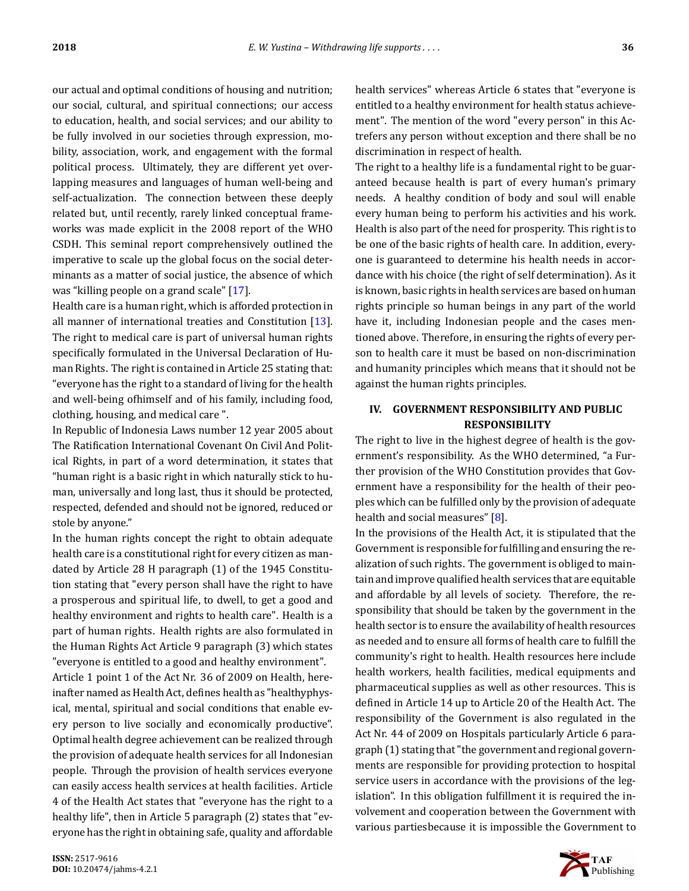our actual and optimal conditions of housing and nutrition; our social, cultural, and spiritual connections; our access to education, health, and social services; and our ability to be fully involved in our societies through expression, mobility, association, work, and engagement with the formal political process. Ultimately, they are different yet overlapping measures and languages of human well-being and self-actualization. The connection between these deeply related but, until recently, rarely linked conceptual frameworks was made explicit in the 2008 report of the WHO CSDH. This seminal report comprehensively outlined the imperative to scale up the global focus on the social determinants as a matter of social justice, the absence of which was “killing people on a grand scale” [17].

Health care is a human right, which is afforded protection in all manner of international treaties and Constitution [13]. The right to medical care is part of universal human rights specifically formulated in the Universal Declaration of Human Rights. The right is contained in Article 25 stating that: “everyone has the right to a standard of living for the health and well-being ofhimself and of his family, including food, clothing, housing, and medical care ".

In Republic of Indonesia Laws number 12 year 2005 about The Ratification International Covenant On Civil And Political Rights, in part of a word determination, it states that “human right is a basic right in which naturally stick to human, universally and long last, thus it should be protected, respected, defended and should not be ignored, reduced or stole by anyone.”

In the human rights concept the right to obtain adequate health care is a constitutional right for every citizen as mandated by Article 28 H paragraph (1) of the 1945 Constitution stating that "every person shall have the right to have a prosperous and spiritual life, to dwell, to get a good and healthy environment and rights to health care". Health is a part of human rights. Health rights are also formulated in the Human Rights Act Article 9 paragraph (3) which states "everyone is entitled to a good and healthy environment".

Article 1 point 1 of the Act Nr. 36 of 2009 on Health, hereinafter named as Health Act, defines health as "healthyphysical, mental, spiritual and social conditions that enable every person to live socially and economically productive". Optimal health degree achievement can be realized through the provision of adequate health services for all Indonesian people. Through the provision of health services everyone can easily access health services at health facilities. Article 4 of the Health Act states that "everyone has the right to a healthy life", then in Article 5 paragraph (2) states that "everyone has the right in obtaining safe, quality and affordable health services" whereas Article 6 states that "everyone is entitled to a healthy environment for health status achievement". The mention of the word "every person" in this Actrefers any person without exception and there shall be no discrimination in respect of health.

The right to a healthy life is a fundamental right to be guaranteed because health is part of every human's primary needs. A healthy condition of body and soul will enable every human being to perform his activities and his work. Health is also part of the need for prosperity. This right is to be one of the basic rights of health care. In addition, everyone is guaranteed to determine his health needs in accordance with his choice (the right of self determination). As it is known, basic rights in health services are based on human rights principle so human beings in any part of the world have it, including Indonesian people and the cases mentioned above. Therefore, in ensuring the rights of every person to health care it must be based on non-discrimination and humanity principles which means that it should not be against the human rights principles.

## IV. GOVERNMENT RESPONSIBILITY AND PUBLIC RESPONSIBILITY

The right to live in the highest degree of health is the government's responsibility. As the WHO determined, “a Further provision of the WHO Constitution provides that Government have a responsibility for the health of their peoples which can be fulfilled only by the provision of adequate health and social measures” [8].

In the provisions of the Health Act, it is stipulated that the Government is responsible for fulfilling and ensuring the realization of such rights. The government is obliged to maintain and improve qualified health services that are equitable and affordable by all levels of society. Therefore, the responsibility that should be taken by the government in the health sector is to ensure the availability of health resources as needed and to ensure all forms of health care to fulfill the community's right to health. Health resources here include health workers, health facilities, medical equipments and pharmaceutical supplies as well as other resources. This is defined in Article 14 up to Article 20 of the Health Act. The responsibility of the Government is also regulated in the Act Nr. 44 of 2009 on Hospitals particularly Article 6 paragraph (1) stating that "the government and regional governments are responsible for providing protection to hospital service users in accordance with the provisions of the legislation". In this obligation fulfillment it is required the involvement and cooperation between the Government with various partiesbecause it is impossible the Government to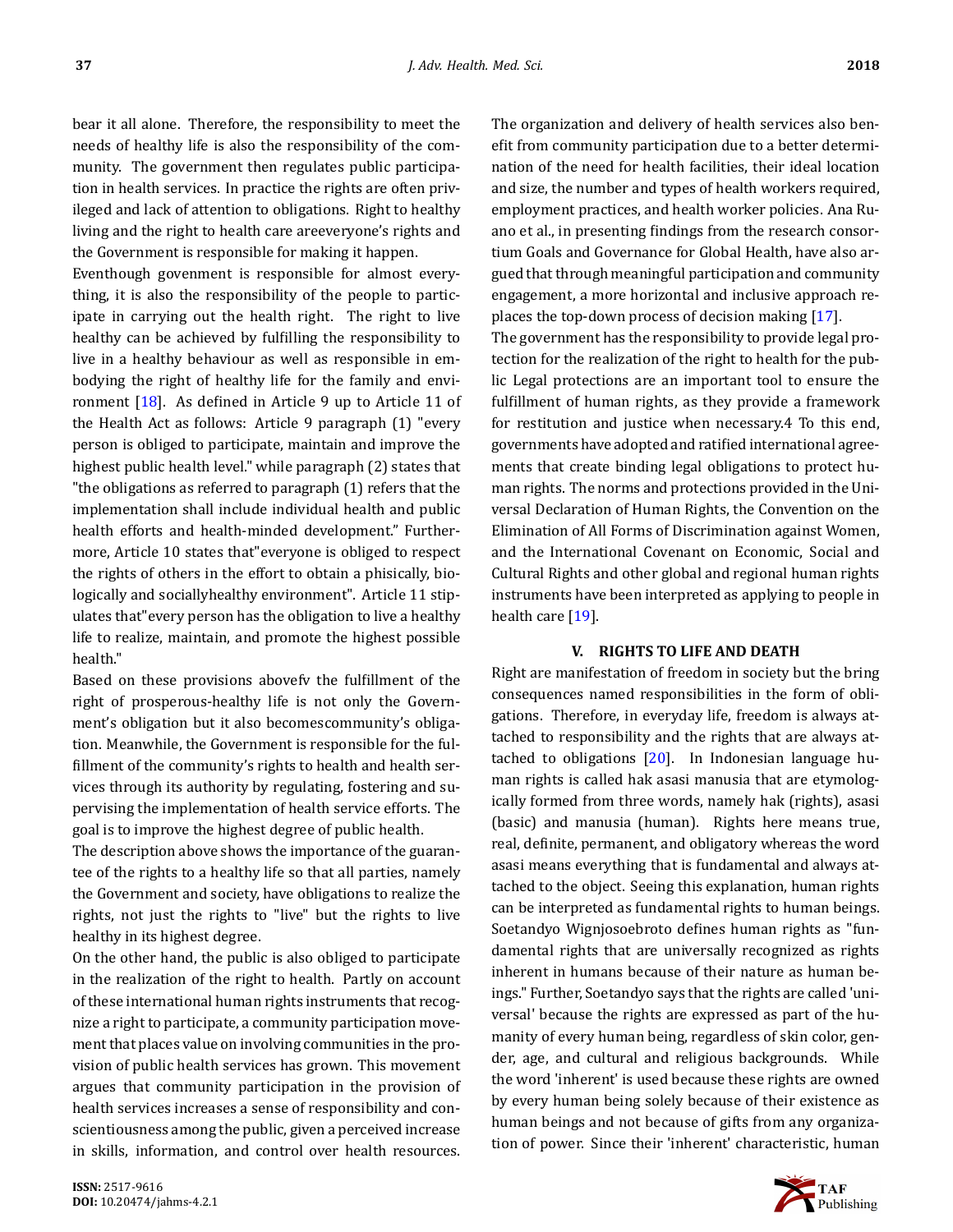bear it all alone. Therefore, the responsibility to meet the needs of healthy life is also the responsibility of the community. The government then regulates public participation in health services. In practice the rights are often privileged and lack of attention to obligations. Right to healthy living and the right to health care areeveryone's rights and the Government is responsible for making it happen.

Eventhough govenment is responsible for almost everything, it is also the responsibility of the people to participate in carrying out the health right. The right to live healthy can be achieved by fulfilling the responsibility to live in a healthy behaviour as well as responsible in embodying the right of healthy life for the family and environment [18]. As defined in Article 9 up to Article 11 of the Health Act as follows: Article 9 paragraph (1) "every person is obliged to participate, maintain and improve the highest public health level." while paragraph (2) states that "the obligations as referred to paragraph (1) refers that the implementation shall include individual health and public health efforts and health-minded development." Furthermore, Article 10 states that"everyone is obliged to respect the rights of others in the effort to obtain a phisically, biologically and sociallyhealthy environment". Article 11 stipulates that"every person has the obligation to live a healthy life to realize, maintain, and promote the highest possible health."

Based on these provisions abovefv the fulfillment of the right of prosperous-healthy life is not only the Government's obligation but it also becomescommunity's obligation. Meanwhile, the Government is responsible for the fulfillment of the community's rights to health and health services through its authority by regulating, fostering and supervising the implementation of health service efforts. The goal is to improve the highest degree of public health.

The description above shows the importance of the guarantee of the rights to a healthy life so that all parties, namely the Government and society, have obligations to realize the rights, not just the rights to "live" but the rights to live healthy in its highest degree.

On the other hand, the public is also obliged to participate in the realization of the right to health. Partly on account of these international human rights instruments that recognize a right to participate, a community participation movement that places value on involving communities in the provision of public health services has grown. This movement argues that community participation in the provision of health services increases a sense of responsibility and conscientiousness among the public, given a perceived increase in skills, information, and control over health resources. The organization and delivery of health services also benefit from community participation due to a better determination of the need for health facilities, their ideal location and size, the number and types of health workers required, employment practices, and health worker policies. Ana Ruano et al., in presenting findings from the research consortium Goals and Governance for Global Health, have also argued that through meaningful participation and community engagement, a more horizontal and inclusive approach replaces the top-down process of decision making [17].

The government has the responsibility to provide legal protection for the realization of the right to health for the public Legal protections are an important tool to ensure the fulfillment of human rights, as they provide a framework for restitution and justice when necessary.4 To this end, governments have adopted and ratified international agreements that create binding legal obligations to protect human rights. The norms and protections provided in the Universal Declaration of Human Rights, the Convention on the Elimination of All Forms of Discrimination against Women, and the International Covenant on Economic, Social and Cultural Rights and other global and regional human rights instruments have been interpreted as applying to people in health care [19].

## V. RIGHTS TO LIFE AND DEATH

Right are manifestation of freedom in society but the bring consequences named responsibilities in the form of obligations. Therefore, in everyday life, freedom is always attached to responsibility and the rights that are always attached to obligations [20]. In Indonesian language human rights is called hak asasi manusia that are etymologically formed from three words, namely hak (rights), asasi (basic) and manusia (human). Rights here means true, real, definite, permanent, and obligatory whereas the word asasi means everything that is fundamental and always attached to the object. Seeing this explanation, human rights can be interpreted as fundamental rights to human beings. Soetandyo Wignjosoebroto defines human rights as "fundamental rights that are universally recognized as rights inherent in humans because of their nature as human beings." Further, Soetandyo says that the rights are called 'universal' because the rights are expressed as part of the humanity of every human being, regardless of skin color, gender, age, and cultural and religious backgrounds. While the word 'inherent' is used because these rights are owned by every human being solely because of their existence as human beings and not because of gifts from any organization of power. Since their 'inherent' characteristic, human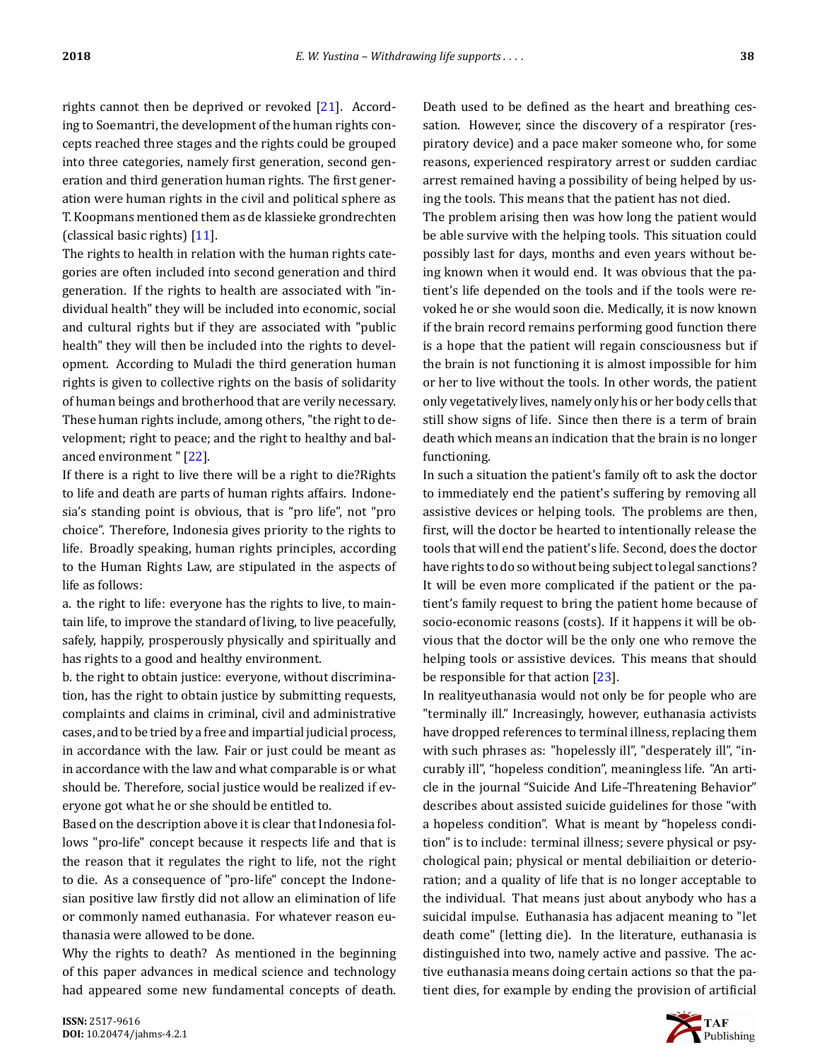rights cannot then be deprived or revoked [21]. According to Soemantri, the development of the human rights concepts reached three stages and the rights could be grouped into three categories, namely first generation, second generation and third generation human rights. The first generation were human rights in the civil and political sphere as T. Koopmans mentioned them as de klassieke grondrechten (classical basic rights) [11].

The rights to health in relation with the human rights categories are often included into second generation and third generation. If the rights to health are associated with "individual health" they will be included into economic, social and cultural rights but if they are associated with "public health" they will then be included into the rights to development. According to Muladi the third generation human rights is given to collective rights on the basis of solidarity of human beings and brotherhood that are verily necessary. These human rights include, among others, "the right to development; right to peace; and the right to healthy and balanced environment " [22].

If there is a right to live there will be a right to die?Rights to life and death are parts of human rights affairs. Indonesia's standing point is obvious, that is "pro life", not "pro choice". Therefore, Indonesia gives priority to the rights to life. Broadly speaking, human rights principles, according to the Human Rights Law, are stipulated in the aspects of life as follows:

a. the right to life: everyone has the rights to live, to maintain life, to improve the standard of living, to live peacefully, safely, happily, prosperously physically and spiritually and has rights to a good and healthy environment.

b. the right to obtain justice: everyone, without discrimination, has the right to obtain justice by submitting requests, complaints and claims in criminal, civil and administrative cases, and to be tried by a free and impartial judicial process, in accordance with the law. Fair or just could be meant as in accordance with the law and what comparable is or what should be. Therefore, social justice would be realized if everyone got what he or she should be entitled to.

Based on the description above it is clear that Indonesia follows "pro-life" concept because it respects life and that is the reason that it regulates the right to life, not the right to die. As a consequence of "pro-life" concept the Indonesian positive law firstly did not allow an elimination of life or commonly named euthanasia. For whatever reason euthanasia were allowed to be done.

Why the rights to death? As mentioned in the beginning of this paper advances in medical science and technology had appeared some new fundamental concepts of death. Death used to be defined as the heart and breathing cessation. However, since the discovery of a respirator (respiratory device) and a pace maker someone who, for some reasons, experienced respiratory arrest or sudden cardiac arrest remained having a possibility of being helped by using the tools. This means that the patient has not died.

The problem arising then was how long the patient would be able survive with the helping tools. This situation could possibly last for days, months and even years without being known when it would end. It was obvious that the patient's life depended on the tools and if the tools were revoked he or she would soon die. Medically, it is now known if the brain record remains performing good function there is a hope that the patient will regain consciousness but if the brain is not functioning it is almost impossible for him or her to live without the tools. In other words, the patient only vegetatively lives, namely only his or her body cells that still show signs of life. Since then there is a term of brain death which means an indication that the brain is no longer functioning.

In such a situation the patient's family oft to ask the doctor to immediately end the patient's suffering by removing all assistive devices or helping tools. The problems are then, first, will the doctor be hearted to intentionally release the tools that will end the patient's life. Second, does the doctor have rights to do so without being subject to legal sanctions? It will be even more complicated if the patient or the patient's family request to bring the patient home because of socio-economic reasons (costs). If it happens it will be obvious that the doctor will be the only one who remove the helping tools or assistive devices. This means that should be responsible for that action [23].

In realityeuthanasia would not only be for people who are "terminally ill." Increasingly, however, euthanasia activists have dropped references to terminal illness, replacing them with such phrases as: "hopelessly ill", "desperately ill", "incurably ill", "hopeless condition", meaningless life. "An article in the journal "Suicide And Life–Threatening Behavior" describes about assisted suicide guidelines for those "with a hopeless condition". What is meant by "hopeless condition" is to include: terminal illness; severe physical or psychological pain; physical or mental debiliaition or deterioration; and a quality of life that is no longer acceptable to the individual. That means just about anybody who has a suicidal impulse. Euthanasia has adjacent meaning to "let death come" (letting die). In the literature, euthanasia is distinguished into two, namely active and passive. The active euthanasia means doing certain actions so that the patient dies, for example by ending the provision of artificial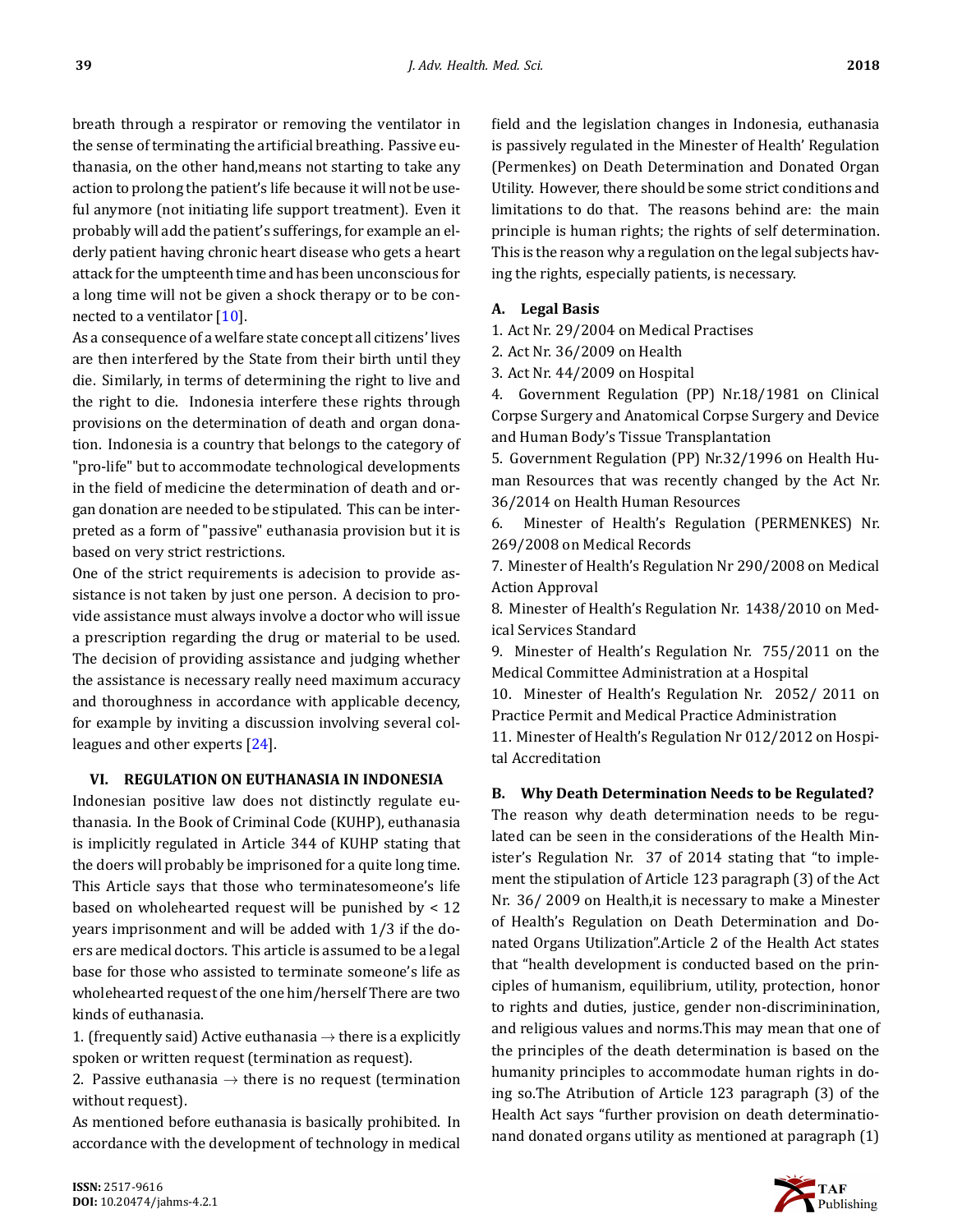breath through a respirator or removing the ventilator in the sense of terminating the artificial breathing. Passive euthanasia, on the other hand,means not starting to take any action to prolong the patient's life because it will not be useful anymore (not initiating life support treatment). Even it probably will add the patient's sufferings, for example an elderly patient having chronic heart disease who gets a heart attack for the umpteenth time and has been unconscious for a long time will not be given a shock therapy or to be connected to a ventilator [10].

As a consequence of a welfare state concept all citizens' lives are then interfered by the State from their birth until they die. Similarly, in terms of determining the right to live and the right to die. Indonesia interfere these rights through provisions on the determination of death and organ donation. Indonesia is a country that belongs to the category of "pro-life" but to accommodate technological developments in the field of medicine the determination of death and organ donation are needed to be stipulated. This can be interpreted as a form of "passive" euthanasia provision but it is based on very strict restrictions.

One of the strict requirements is adecision to provide assistance is not taken by just one person. A decision to provide assistance must always involve a doctor who will issue a prescription regarding the drug or material to be used. The decision of providing assistance and judging whether the assistance is necessary really need maximum accuracy and thoroughness in accordance with applicable decency, for example by inviting a discussion involving several colleagues and other experts [24].

## VI. REGULATION ON EUTHANASIA IN INDONESIA

Indonesian positive law does not distinctly regulate euthanasia. In the Book of Criminal Code (KUHP), euthanasia is implicitly regulated in Article 344 of KUHP stating that the doers will probably be imprisoned for a quite long time. This Article says that those who terminatesomeone's life based on wholehearted request will be punished by < 12 years imprisonment and will be added with 1/3 if the doers are medical doctors. This article is assumed to be a legal base for those who assisted to terminate someone's life as wholehearted request of the one him/herself There are two kinds of euthanasia.

1. (frequently said) Active euthanasia → there is a explicitly spoken or written request (termination as request).
2. Passive euthanasia → there is no request (termination without request).

As mentioned before euthanasia is basically prohibited. In accordance with the development of technology in medical field and the legislation changes in Indonesia, euthanasia is passively regulated in the Minester of Health' Regulation (Permenkes) on Death Determination and Donated Organ Utility. However, there should be some strict conditions and limitations to do that. The reasons behind are: the main principle is human rights; the rights of self determination. This is the reason why a regulation on the legal subjects having the rights, especially patients, is necessary.

### A. Legal Basis

1. Act Nr. 29/2004 on Medical Practises
2. Act Nr. 36/2009 on Health
3. Act Nr. 44/2009 on Hospital
4. Government Regulation (PP) Nr.18/1981 on Clinical Corpse Surgery and Anatomical Corpse Surgery and Device and Human Body's Tissue Transplantation
5. Government Regulation (PP) Nr.32/1996 on Health Human Resources that was recently changed by the Act Nr. 36/2014 on Health Human Resources
6. Minester of Health's Regulation (PERMENKES) Nr. 269/2008 on Medical Records
7. Minester of Health's Regulation Nr 290/2008 on Medical Action Approval
8. Minester of Health's Regulation Nr. 1438/2010 on Medical Services Standard
9. Minester of Health's Regulation Nr. 755/2011 on the Medical Committee Administration at a Hospital
10. Minester of Health's Regulation Nr. 2052/ 2011 on Practice Permit and Medical Practice Administration
11. Minester of Health's Regulation Nr 012/2012 on Hospital Accreditation

### B. Why Death Determination Needs to be Regulated?

The reason why death determination needs to be regulated can be seen in the considerations of the Health Minister's Regulation Nr. 37 of 2014 stating that "to implement the stipulation of Article 123 paragraph (3) of the Act Nr. 36/ 2009 on Health,it is necessary to make a Minester of Health's Regulation on Death Determination and Donated Organs Utilization".Article 2 of the Health Act states that "health development is conducted based on the principles of humanism, equilibrium, utility, protection, honor to rights and duties, justice, gender non-discriminination, and religious values and norms.This may mean that one of the principles of the death determination is based on the humanity principles to accommodate human rights in doing so.The Atribution of Article 123 paragraph (3) of the Health Act says "further provision on death determinationand donated organs utility as mentioned at paragraph (1)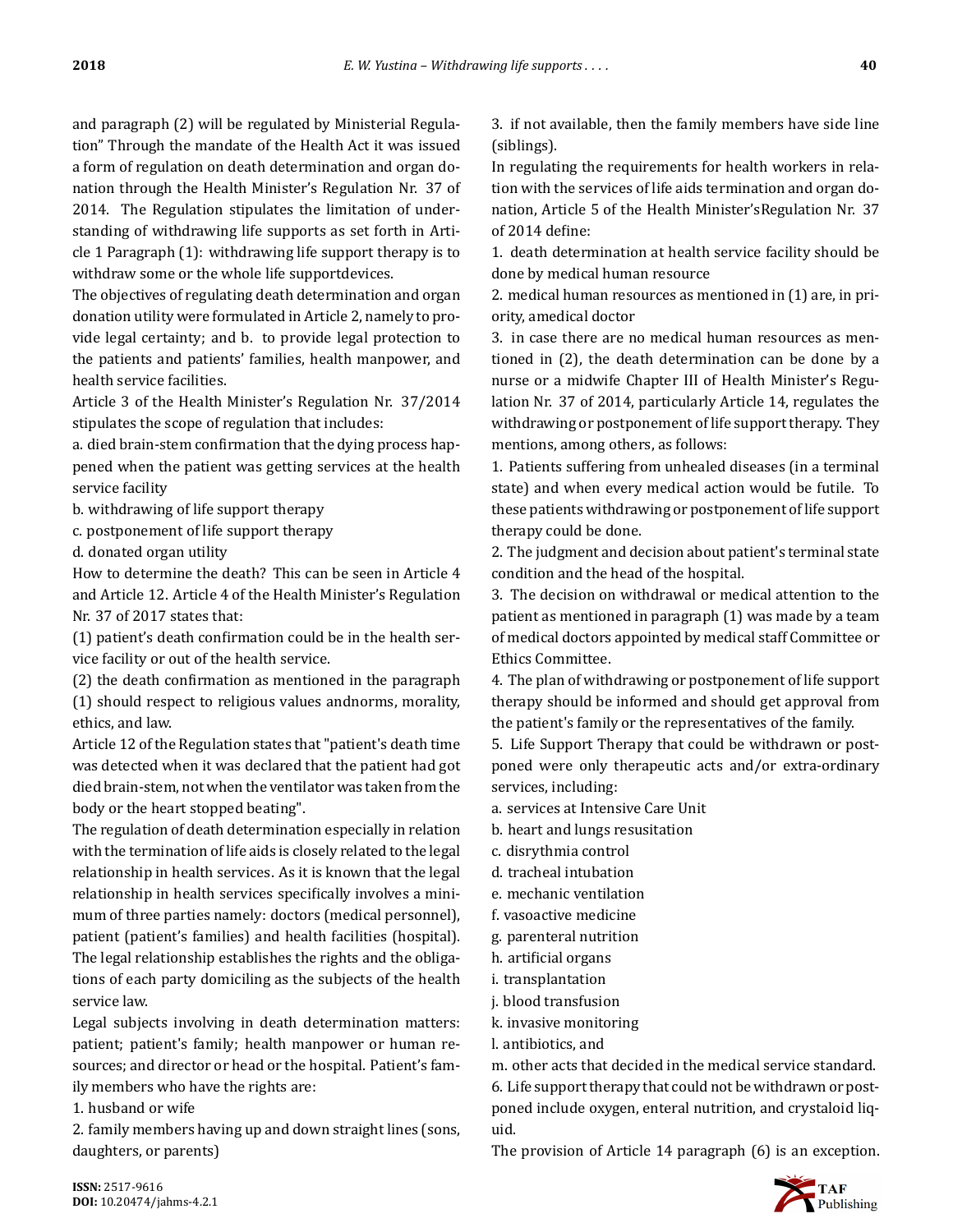and paragraph (2) will be regulated by Ministerial Regulation" Through the mandate of the Health Act it was issued a form of regulation on death determination and organ donation through the Health Minister's Regulation Nr. 37 of 2014. The Regulation stipulates the limitation of understanding of withdrawing life supports as set forth in Article 1 Paragraph (1): withdrawing life support therapy is to withdraw some or the whole life supportdevices.

The objectives of regulating death determination and organ donation utility were formulated in Article 2, namely to provide legal certainty; and b. to provide legal protection to the patients and patients' families, health manpower, and health service facilities.

Article 3 of the Health Minister's Regulation Nr. 37/2014 stipulates the scope of regulation that includes:

a. died brain-stem confirmation that the dying process happened when the patient was getting services at the health service facility

b. withdrawing of life support therapy

c. postponement of life support therapy

d. donated organ utility

How to determine the death? This can be seen in Article 4 and Article 12. Article 4 of the Health Minister's Regulation Nr. 37 of 2017 states that:

(1) patient's death confirmation could be in the health service facility or out of the health service.

(2) the death confirmation as mentioned in the paragraph (1) should respect to religious values andnorms, morality, ethics, and law.

Article 12 of the Regulation states that "patient's death time was detected when it was declared that the patient had got died brain-stem, not when the ventilator was taken from the body or the heart stopped beating".

The regulation of death determination especially in relation with the termination of life aids is closely related to the legal relationship in health services. As it is known that the legal relationship in health services specifically involves a minimum of three parties namely: doctors (medical personnel), patient (patient's families) and health facilities (hospital). The legal relationship establishes the rights and the obligations of each party domiciling as the subjects of the health service law.

Legal subjects involving in death determination matters: patient; patient's family; health manpower or human resources; and director or head or the hospital. Patient's family members who have the rights are:

1. husband or wife

2. family members having up and down straight lines (sons, daughters, or parents)

3. if not available, then the family members have side line (siblings).

In regulating the requirements for health workers in relation with the services of life aids termination and organ donation, Article 5 of the Health Minister'sRegulation Nr. 37 of 2014 define:

1. death determination at health service facility should be done by medical human resource

2. medical human resources as mentioned in (1) are, in priority, amedical doctor

3. in case there are no medical human resources as mentioned in (2), the death determination can be done by a nurse or a midwife Chapter III of Health Minister's Regulation Nr. 37 of 2014, particularly Article 14, regulates the withdrawing or postponement of life support therapy. They mentions, among others, as follows:

1. Patients suffering from unhealed diseases (in a terminal state) and when every medical action would be futile. To these patients withdrawing or postponement of life support therapy could be done.

2. The judgment and decision about patient's terminal state condition and the head of the hospital.

3. The decision on withdrawal or medical attention to the patient as mentioned in paragraph (1) was made by a team of medical doctors appointed by medical staff Committee or Ethics Committee.

4. The plan of withdrawing or postponement of life support therapy should be informed and should get approval from the patient's family or the representatives of the family.

5. Life Support Therapy that could be withdrawn or postponed were only therapeutic acts and/or extra-ordinary services, including:

a. services at Intensive Care Unit

b. heart and lungs resusitation

c. disrythmia control

d. tracheal intubation

e. mechanic ventilation

f. vasoactive medicine

g. parenteral nutrition

h. artificial organs

i. transplantation

j. blood transfusion

k. invasive monitoring

l. antibiotics, and

m. other acts that decided in the medical service standard.

6. Life support therapy that could not be withdrawn or postponed include oxygen, enteral nutrition, and crystaloid liquid.

The provision of Article 14 paragraph (6) is an exception.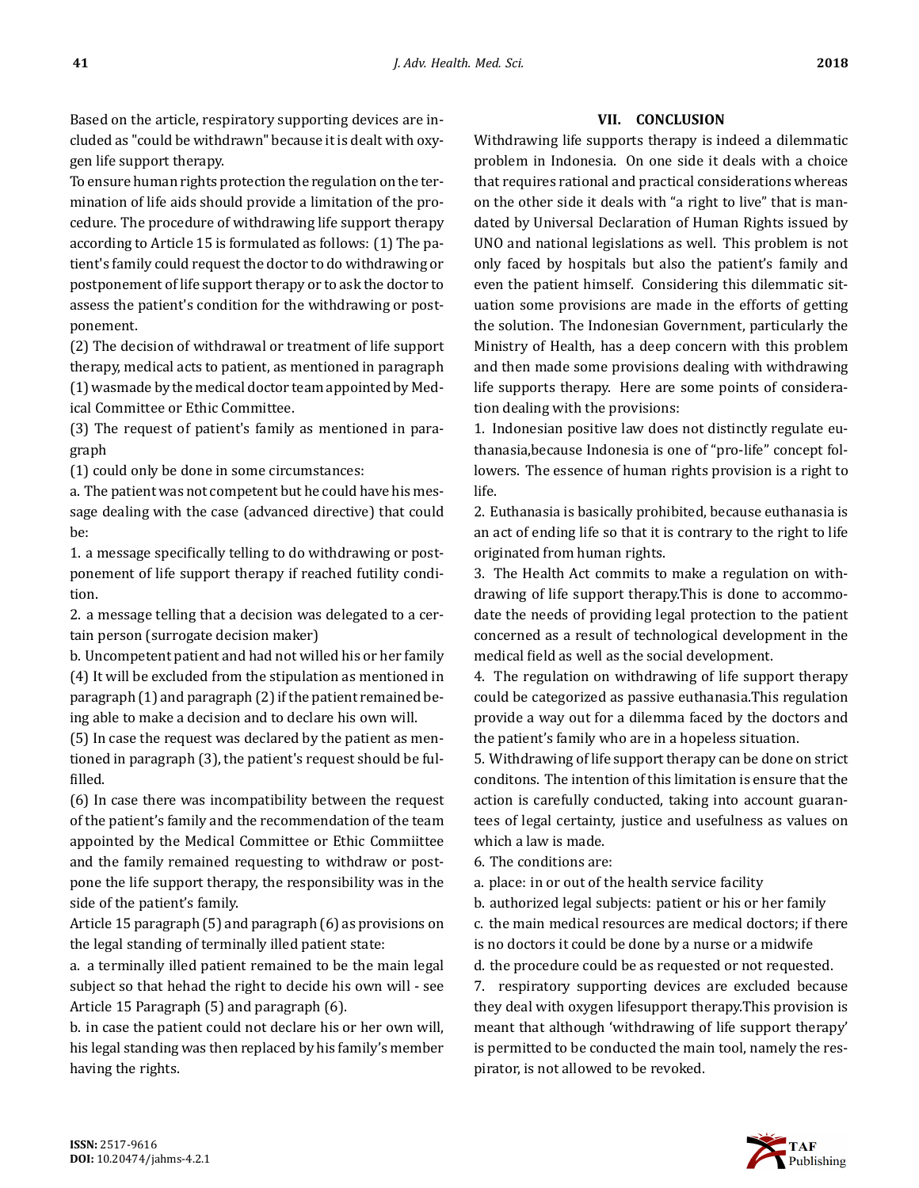Based on the article, respiratory supporting devices are included as "could be withdrawn" because it is dealt with oxygen life support therapy.

To ensure human rights protection the regulation on the termination of life aids should provide a limitation of the procedure. The procedure of withdrawing life support therapy according to Article 15 is formulated as follows: (1) The patient's family could request the doctor to do withdrawing or postponement of life support therapy or to ask the doctor to assess the patient's condition for the withdrawing or postponement.

(2) The decision of withdrawal or treatment of life support therapy, medical acts to patient, as mentioned in paragraph (1) wasmade by the medical doctor team appointed by Medical Committee or Ethic Committee.

(3) The request of patient's family as mentioned in paragraph

(1) could only be done in some circumstances:

a. The patient was not competent but he could have his message dealing with the case (advanced directive) that could be:

1. a message specifically telling to do withdrawing or postponement of life support therapy if reached futility condition.

2. a message telling that a decision was delegated to a certain person (surrogate decision maker)

b. Uncompetent patient and had not willed his or her family

(4) It will be excluded from the stipulation as mentioned in paragraph (1) and paragraph (2) if the patient remained being able to make a decision and to declare his own will.

(5) In case the request was declared by the patient as mentioned in paragraph (3), the patient's request should be fulfilled.

(6) In case there was incompatibility between the request of the patient's family and the recommendation of the team appointed by the Medical Committee or Ethic Commiittee and the family remained requesting to withdraw or postpone the life support therapy, the responsibility was in the side of the patient's family.

Article 15 paragraph (5) and paragraph (6) as provisions on the legal standing of terminally illed patient state:

a. a terminally illed patient remained to be the main legal subject so that hehad the right to decide his own will - see Article 15 Paragraph (5) and paragraph (6).

b. in case the patient could not declare his or her own will, his legal standing was then replaced by his family's member having the rights.

## VII. CONCLUSION

Withdrawing life supports therapy is indeed a dilemmatic problem in Indonesia. On one side it deals with a choice that requires rational and practical considerations whereas on the other side it deals with "a right to live" that is mandated by Universal Declaration of Human Rights issued by UNO and national legislations as well. This problem is not only faced by hospitals but also the patient's family and even the patient himself. Considering this dilemmatic situation some provisions are made in the efforts of getting the solution. The Indonesian Government, particularly the Ministry of Health, has a deep concern with this problem and then made some provisions dealing with withdrawing life supports therapy. Here are some points of consideration dealing with the provisions:

1. Indonesian positive law does not distinctly regulate euthanasia,because Indonesia is one of "pro-life" concept followers. The essence of human rights provision is a right to life.

2. Euthanasia is basically prohibited, because euthanasia is an act of ending life so that it is contrary to the right to life originated from human rights.

3. The Health Act commits to make a regulation on withdrawing of life support therapy.This is done to accommodate the needs of providing legal protection to the patient concerned as a result of technological development in the medical field as well as the social development.

4. The regulation on withdrawing of life support therapy could be categorized as passive euthanasia.This regulation provide a way out for a dilemma faced by the doctors and the patient's family who are in a hopeless situation.

5. Withdrawing of life support therapy can be done on strict conditons. The intention of this limitation is ensure that the action is carefully conducted, taking into account guarantees of legal certainty, justice and usefulness as values on which a law is made.

6. The conditions are:

a. place: in or out of the health service facility

b. authorized legal subjects: patient or his or her family

c. the main medical resources are medical doctors; if there is no doctors it could be done by a nurse or a midwife

d. the procedure could be as requested or not requested.

7. respiratory supporting devices are excluded because they deal with oxygen lifesupport therapy.This provision is meant that although 'withdrawing of life support therapy' is permitted to be conducted the main tool, namely the respirator, is not allowed to be revoked.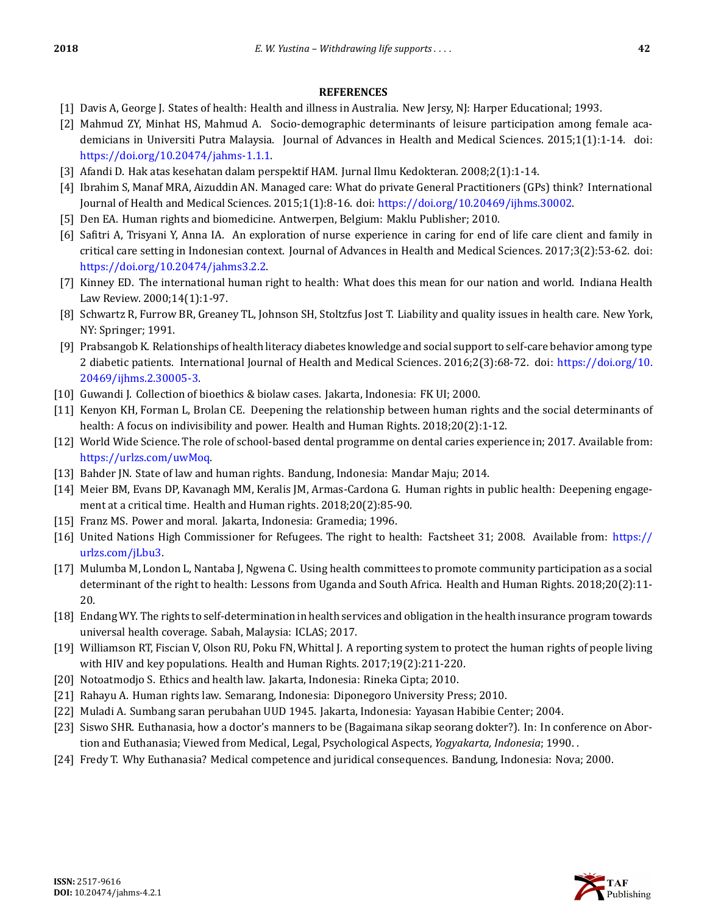## REFERENCES

[1] Davis A, George J. States of health: Health and illness in Australia. New Jersy, NJ: Harper Educational; 1993.

[2] Mahmud ZY, Minhat HS, Mahmud A. Socio-demographic determinants of leisure participation among female academicians in Universiti Putra Malaysia. Journal of Advances in Health and Medical Sciences. 2015;1(1):1-14. doi: https://doi.org/10.20474/jahms-1.1.1.

[3] Afandi D. Hak atas kesehatan dalam perspektif HAM. Jurnal Ilmu Kedokteran. 2008;2(1):1-14.

[4] Ibrahim S, Manaf MRA, Aizuddin AN. Managed care: What do private General Practitioners (GPs) think? International Journal of Health and Medical Sciences. 2015;1(1):8-16. doi: https://doi.org/10.20469/ijhms.30002.

[5] Den EA. Human rights and biomedicine. Antwerpen, Belgium: Maklu Publisher; 2010.

[6] Safitri A, Trisyani Y, Anna IA. An exploration of nurse experience in caring for end of life care client and family in critical care setting in Indonesian context. Journal of Advances in Health and Medical Sciences. 2017;3(2):53-62. doi: https://doi.org/10.20474/jahms3.2.2.

[7] Kinney ED. The international human right to health: What does this mean for our nation and world. Indiana Health Law Review. 2000;14(1):1-97.

[8] Schwartz R, Furrow BR, Greaney TL, Johnson SH, Stoltzfus Jost T. Liability and quality issues in health care. New York, NY: Springer; 1991.

[9] Prabsangob K. Relationships of health literacy diabetes knowledge and social support to self-care behavior among type 2 diabetic patients. International Journal of Health and Medical Sciences. 2016;2(3):68-72. doi: https://doi.org/10.20469/ijhms.2.30005-3.

[10] Guwandi J. Collection of bioethics & biolaw cases. Jakarta, Indonesia: FK UI; 2000.

[11] Kenyon KH, Forman L, Brolan CE. Deepening the relationship between human rights and the social determinants of health: A focus on indivisibility and power. Health and Human Rights. 2018;20(2):1-12.

[12] World Wide Science. The role of school-based dental programme on dental caries experience in; 2017. Available from: https://urlzs.com/uwMoq.

[13] Bahder JN. State of law and human rights. Bandung, Indonesia: Mandar Maju; 2014.

[14] Meier BM, Evans DP, Kavanagh MM, Keralis JM, Armas-Cardona G. Human rights in public health: Deepening engagement at a critical time. Health and Human rights. 2018;20(2):85-90.

[15] Franz MS. Power and moral. Jakarta, Indonesia: Gramedia; 1996.

[16] United Nations High Commissioner for Refugees. The right to health: Factsheet 31; 2008. Available from: https://urlzs.com/jLbu3.

[17] Mulumba M, London L, Nantaba J, Ngwena C. Using health committees to promote community participation as a social determinant of the right to health: Lessons from Uganda and South Africa. Health and Human Rights. 2018;20(2):11-20.

[18] Endang WY. The rights to self-determination in health services and obligation in the health insurance program towards universal health coverage. Sabah, Malaysia: ICLAS; 2017.

[19] Williamson RT, Fiscian V, Olson RU, Poku FN, Whittal J. A reporting system to protect the human rights of people living with HIV and key populations. Health and Human Rights. 2017;19(2):211-220.

[20] Notoatmodjo S. Ethics and health law. Jakarta, Indonesia: Rineka Cipta; 2010.

[21] Rahayu A. Human rights law. Semarang, Indonesia: Diponegoro University Press; 2010.

[22] Muladi A. Sumbang saran perubahan UUD 1945. Jakarta, Indonesia: Yayasan Habibie Center; 2004.

[23] Siswo SHR. Euthanasia, how a doctor's manners to be (Bagaimana sikap seorang dokter?). In: In conference on Abortion and Euthanasia; Viewed from Medical, Legal, Psychological Aspects, *Yogyakarta, Indonesia*; 1990. .

[24] Fredy T. Why Euthanasia? Medical competence and juridical consequences. Bandung, Indonesia: Nova; 2000.